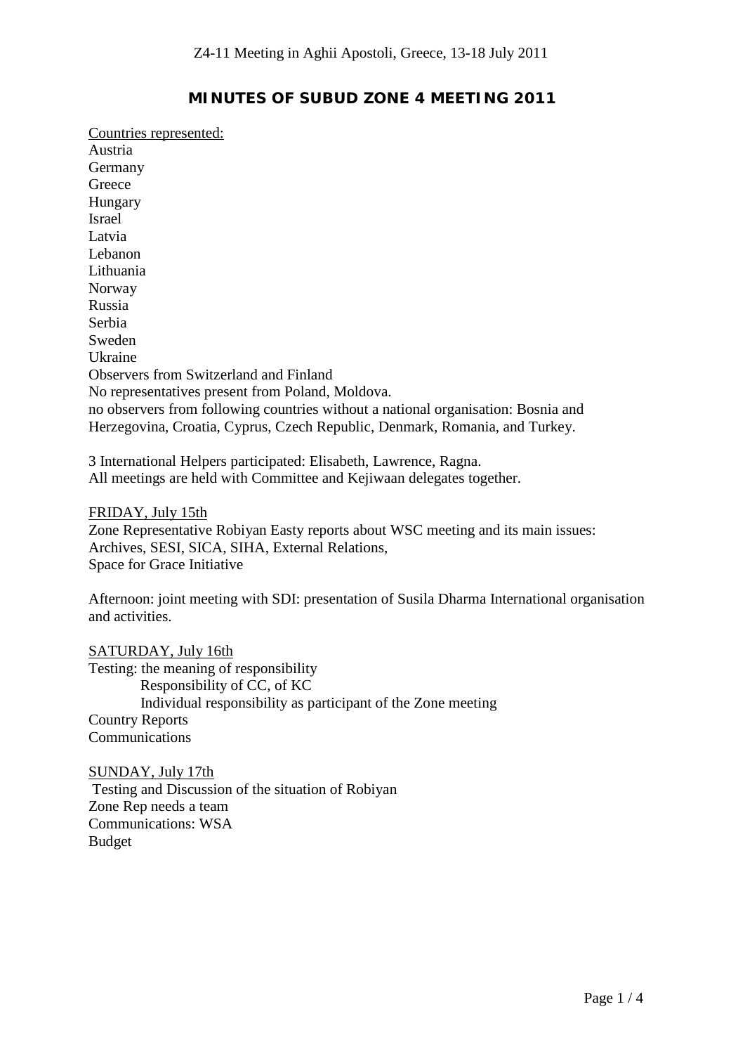Z4-11 Meeting in Aghii Apostoli, Greece, 13-18 July 2011

# MINUTES OF SUBUD ZONE 4 MEETING 2011

<u>Countries represented:</u>
Austria
Germany
Greece
Hungary
Israel
Latvia
Lebanon
Lithuania
Norway
Russia
Serbia
Sweden
Ukraine
Observers from Switzerland and Finland
No representatives present from Poland, Moldova.
no observers from following countries without a national organisation: Bosnia and Herzegovina, Croatia, Cyprus, Czech Republic, Denmark, Romania, and Turkey.

3 International Helpers participated: Elisabeth, Lawrence, Ragna.
All meetings are held with Committee and Kejiwaan delegates together.

<u>FRIDAY, July 15th</u>
Zone Representative Robiyan Easty reports about WSC meeting and its main issues:
Archives, SESI, SICA, SIHA, External Relations,
Space for Grace Initiative

Afternoon: joint meeting with SDI: presentation of Susila Dharma International organisation and activities.

<u>SATURDAY, July 16th</u>
Testing: the meaning of responsibility
Responsibility of CC, of KC
Individual responsibility as participant of the Zone meeting
Country Reports
Communications

<u>SUNDAY, July 17th</u>
Testing and Discussion of the situation of Robiyan
Zone Rep needs a team
Communications: WSA
Budget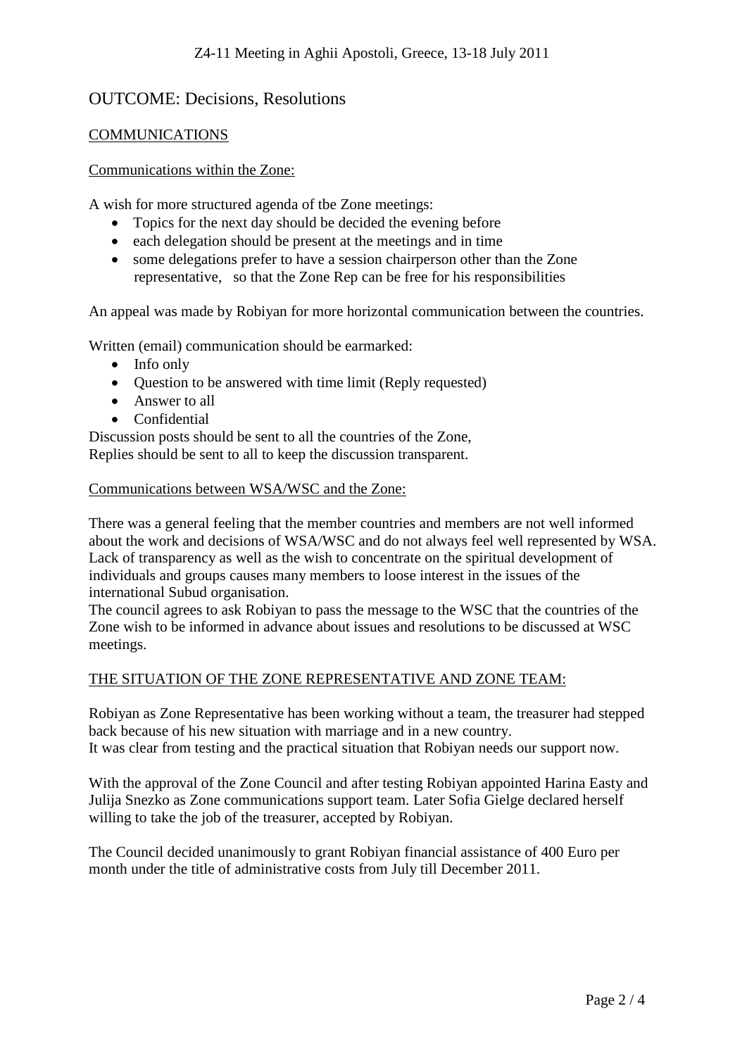Z4-11 Meeting in Aghii Apostoli, Greece, 13-18 July 2011

# OUTCOME: Decisions, Resolutions

## COMMUNICATIONS

### Communications within the Zone:

A wish for more structured agenda of tbe Zone meetings:

- Topics for the next day should be decided the evening before
- each delegation should be present at the meetings and in time
- some delegations prefer to have a session chairperson other than the Zone representative, so that the Zone Rep can be free for his responsibilities

An appeal was made by Robiyan for more horizontal communication between the countries.

Written (email) communication should be earmarked:

- Info only
- Question to be answered with time limit (Reply requested)
- Answer to all
- Confidential

Discussion posts should be sent to all the countries of the Zone,
Replies should be sent to all to keep the discussion transparent.

### Communications between WSA/WSC and the Zone:

There was a general feeling that the member countries and members are not well informed about the work and decisions of WSA/WSC and do not always feel well represented by WSA. Lack of transparency as well as the wish to concentrate on the spiritual development of individuals and groups causes many members to loose interest in the issues of the international Subud organisation.
The council agrees to ask Robiyan to pass the message to the WSC that the countries of the Zone wish to be informed in advance about issues and resolutions to be discussed at WSC meetings.

## THE SITUATION OF THE ZONE REPRESENTATIVE AND ZONE TEAM:

Robiyan as Zone Representative has been working without a team, the treasurer had stepped back because of his new situation with marriage and in a new country.
It was clear from testing and the practical situation that Robiyan needs our support now.

With the approval of the Zone Council and after testing Robiyan appointed Harina Easty and Julija Snezko as Zone communications support team. Later Sofia Gielge declared herself willing to take the job of the treasurer, accepted by Robiyan.

The Council decided unanimously to grant Robiyan financial assistance of 400 Euro per month under the title of administrative costs from July till December 2011.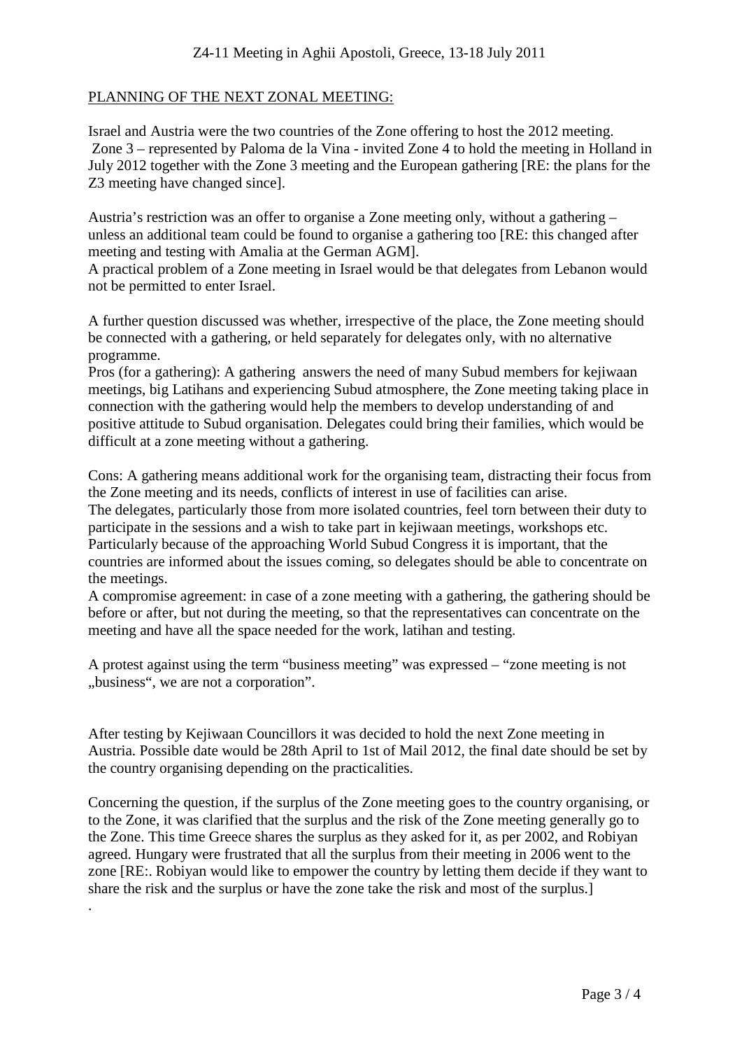PLANNING OF THE NEXT ZONAL MEETING:

Israel and Austria were the two countries of the Zone offering to host the 2012 meeting.
Zone 3 – represented by Paloma de la Vina - invited Zone 4 to hold the meeting in Holland in July 2012 together with the Zone 3 meeting and the European gathering [RE: the plans for the Z3 meeting have changed since].

Austria's restriction was an offer to organise a Zone meeting only, without a gathering – unless an additional team could be found to organise a gathering too [RE: this changed after meeting and testing with Amalia at the German AGM].
A practical problem of a Zone meeting in Israel would be that delegates from Lebanon would not be permitted to enter Israel.

A further question discussed was whether, irrespective of the place, the Zone meeting should be connected with a gathering, or held separately for delegates only, with no alternative programme.
Pros (for a gathering): A gathering answers the need of many Subud members for kejiwaan meetings, big Latihans and experiencing Subud atmosphere, the Zone meeting taking place in connection with the gathering would help the members to develop understanding of and positive attitude to Subud organisation. Delegates could bring their families, which would be difficult at a zone meeting without a gathering.

Cons: A gathering means additional work for the organising team, distracting their focus from the Zone meeting and its needs, conflicts of interest in use of facilities can arise.
The delegates, particularly those from more isolated countries, feel torn between their duty to participate in the sessions and a wish to take part in kejiwaan meetings, workshops etc.
Particularly because of the approaching World Subud Congress it is important, that the countries are informed about the issues coming, so delegates should be able to concentrate on the meetings.
A compromise agreement: in case of a zone meeting with a gathering, the gathering should be before or after, but not during the meeting, so that the representatives can concentrate on the meeting and have all the space needed for the work, latihan and testing.

A protest against using the term "business meeting" was expressed – "zone meeting is not „business", we are not a corporation".

After testing by Kejiwaan Councillors it was decided to hold the next Zone meeting in Austria. Possible date would be 28th April to 1st of Mail 2012, the final date should be set by the country organising depending on the practicalities.

Concerning the question, if the surplus of the Zone meeting goes to the country organising, or to the Zone, it was clarified that the surplus and the risk of the Zone meeting generally go to the Zone. This time Greece shares the surplus as they asked for it, as per 2002, and Robiyan agreed. Hungary were frustrated that all the surplus from their meeting in 2006 went to the zone [RE:. Robiyan would like to empower the country by letting them decide if they want to share the risk and the surplus or have the zone take the risk and most of the surplus.]
.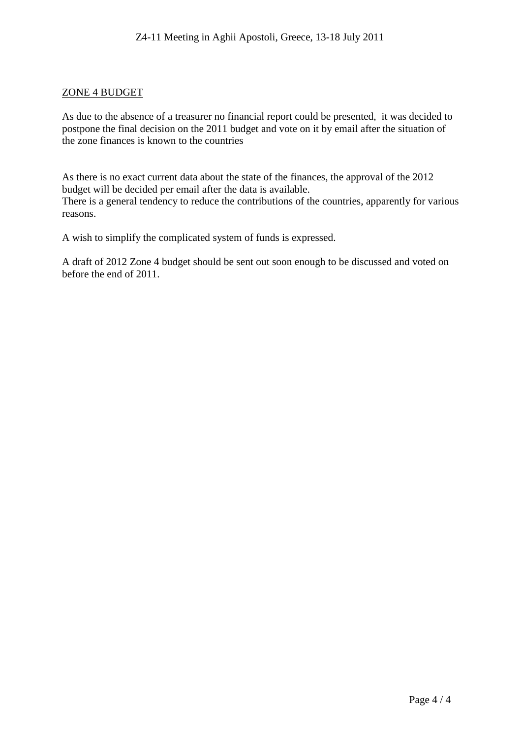ZONE 4 BUDGET

As due to the absence of a treasurer no financial report could be presented, it was decided to postpone the final decision on the 2011 budget and vote on it by email after the situation of the zone finances is known to the countries

As there is no exact current data about the state of the finances, the approval of the 2012 budget will be decided per email after the data is available.
There is a general tendency to reduce the contributions of the countries, apparently for various reasons.

A wish to simplify the complicated system of funds is expressed.

A draft of 2012 Zone 4 budget should be sent out soon enough to be discussed and voted on before the end of 2011.